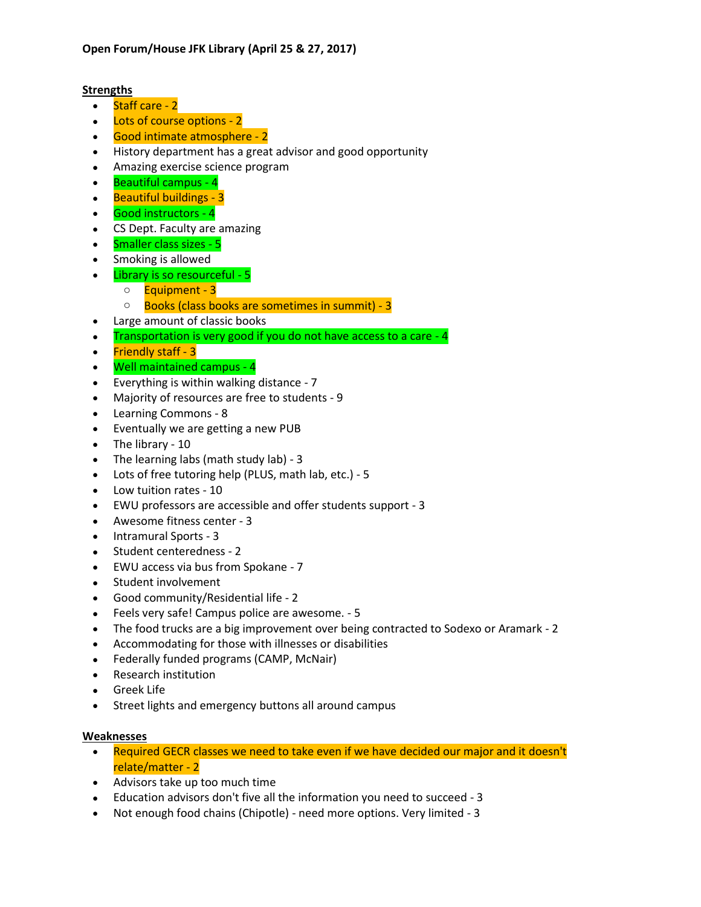**Open Forum/House JFK Library (April 25 & 27, 2017)**

**Strengths**

- Staff care - 2
- Lots of course options - 2
- Good intimate atmosphere - 2
- History department has a great advisor and good opportunity
- Amazing exercise science program
- Beautiful campus - 4
- Beautiful buildings - 3
- Good instructors - 4
- CS Dept. Faculty are amazing
- Smaller class sizes - 5
- Smoking is allowed
- Library is so resourceful - 5
    - Equipment - 3
    - Books (class books are sometimes in summit) - 3
- Large amount of classic books
- Transportation is very good if you do not have access to a care - 4
- Friendly staff - 3
- Well maintained campus - 4
- Everything is within walking distance - 7
- Majority of resources are free to students - 9
- Learning Commons - 8
- Eventually we are getting a new PUB
- The library - 10
- The learning labs (math study lab) - 3
- Lots of free tutoring help (PLUS, math lab, etc.) - 5
- Low tuition rates - 10
- EWU professors are accessible and offer students support - 3
- Awesome fitness center - 3
- Intramural Sports - 3
- Student centeredness - 2
- EWU access via bus from Spokane - 7
- Student involvement
- Good community/Residential life - 2
- Feels very safe! Campus police are awesome. - 5
- The food trucks are a big improvement over being contracted to Sodexo or Aramark - 2
- Accommodating for those with illnesses or disabilities
- Federally funded programs (CAMP, McNair)
- Research institution
- Greek Life
- Street lights and emergency buttons all around campus

**Weaknesses**

- Required GECR classes we need to take even if we have decided our major and it doesn't relate/matter - 2
- Advisors take up too much time
- Education advisors don't five all the information you need to succeed - 3
- Not enough food chains (Chipotle) - need more options. Very limited - 3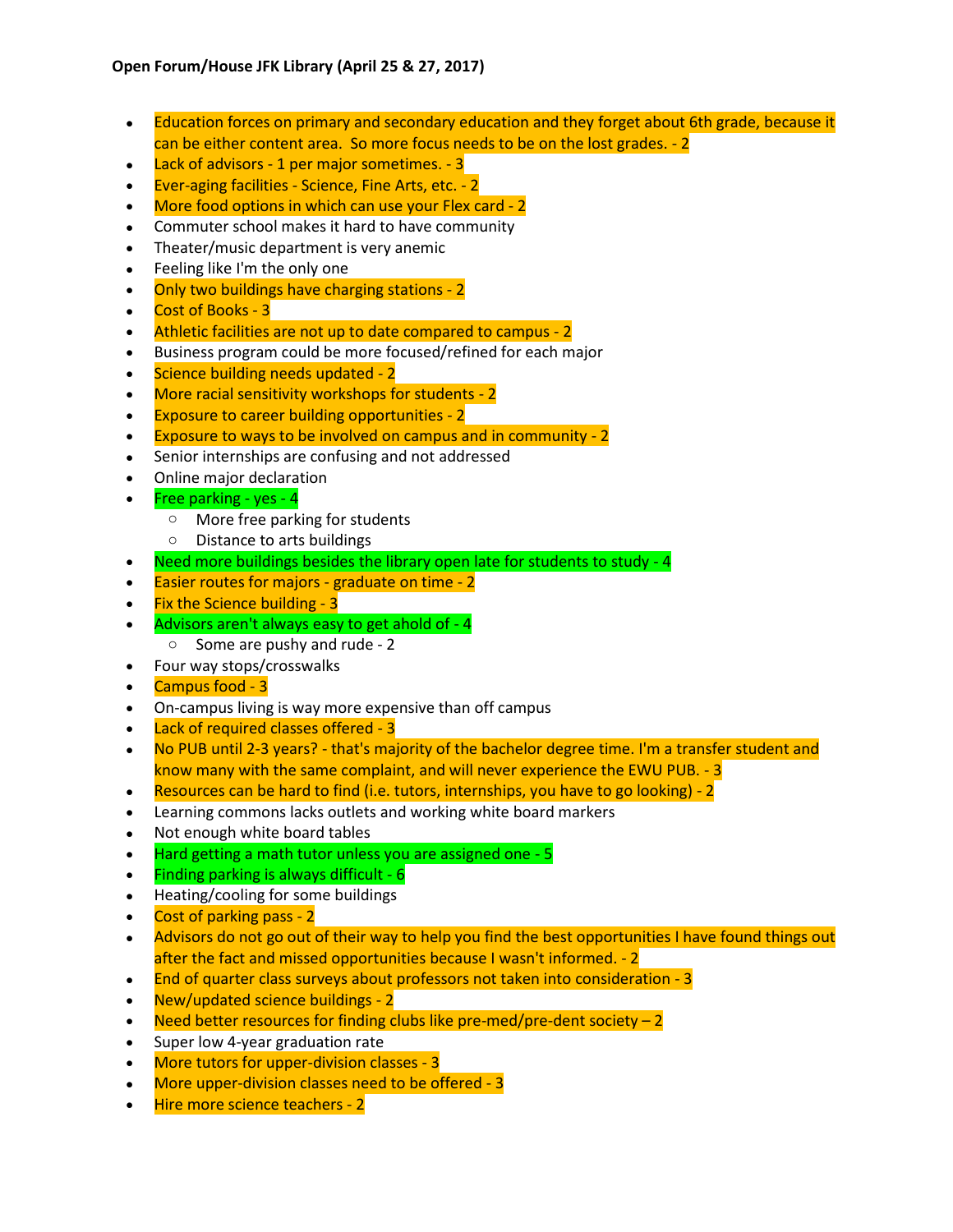**Open Forum/House JFK Library (April 25 & 27, 2017)**

- Education forces on primary and secondary education and they forget about 6th grade, because it can be either content area. So more focus needs to be on the lost grades. - 2
- Lack of advisors - 1 per major sometimes. - 3
- Ever-aging facilities - Science, Fine Arts, etc. - 2
- More food options in which can use your Flex card - 2
- Commuter school makes it hard to have community
- Theater/music department is very anemic
- Feeling like I'm the only one
- Only two buildings have charging stations - 2
- Cost of Books - 3
- Athletic facilities are not up to date compared to campus - 2
- Business program could be more focused/refined for each major
- Science building needs updated - 2
- More racial sensitivity workshops for students - 2
- Exposure to career building opportunities - 2
- Exposure to ways to be involved on campus and in community - 2
- Senior internships are confusing and not addressed
- Online major declaration
- Free parking - yes - 4
    - More free parking for students
    - Distance to arts buildings
- Need more buildings besides the library open late for students to study - 4
- Easier routes for majors - graduate on time - 2
- Fix the Science building - 3
- Advisors aren't always easy to get ahold of - 4
    - Some are pushy and rude - 2
- Four way stops/crosswalks
- Campus food - 3
- On-campus living is way more expensive than off campus
- Lack of required classes offered - 3
- No PUB until 2-3 years? - that's majority of the bachelor degree time. I'm a transfer student and know many with the same complaint, and will never experience the EWU PUB. - 3
- Resources can be hard to find (i.e. tutors, internships, you have to go looking) - 2
- Learning commons lacks outlets and working white board markers
- Not enough white board tables
- Hard getting a math tutor unless you are assigned one - 5
- Finding parking is always difficult - 6
- Heating/cooling for some buildings
- Cost of parking pass - 2
- Advisors do not go out of their way to help you find the best opportunities I have found things out after the fact and missed opportunities because I wasn't informed. - 2
- End of quarter class surveys about professors not taken into consideration - 3
- New/updated science buildings - 2
- Need better resources for finding clubs like pre-med/pre-dent society – 2
- Super low 4-year graduation rate
- More tutors for upper-division classes - 3
- More upper-division classes need to be offered - 3
- Hire more science teachers - 2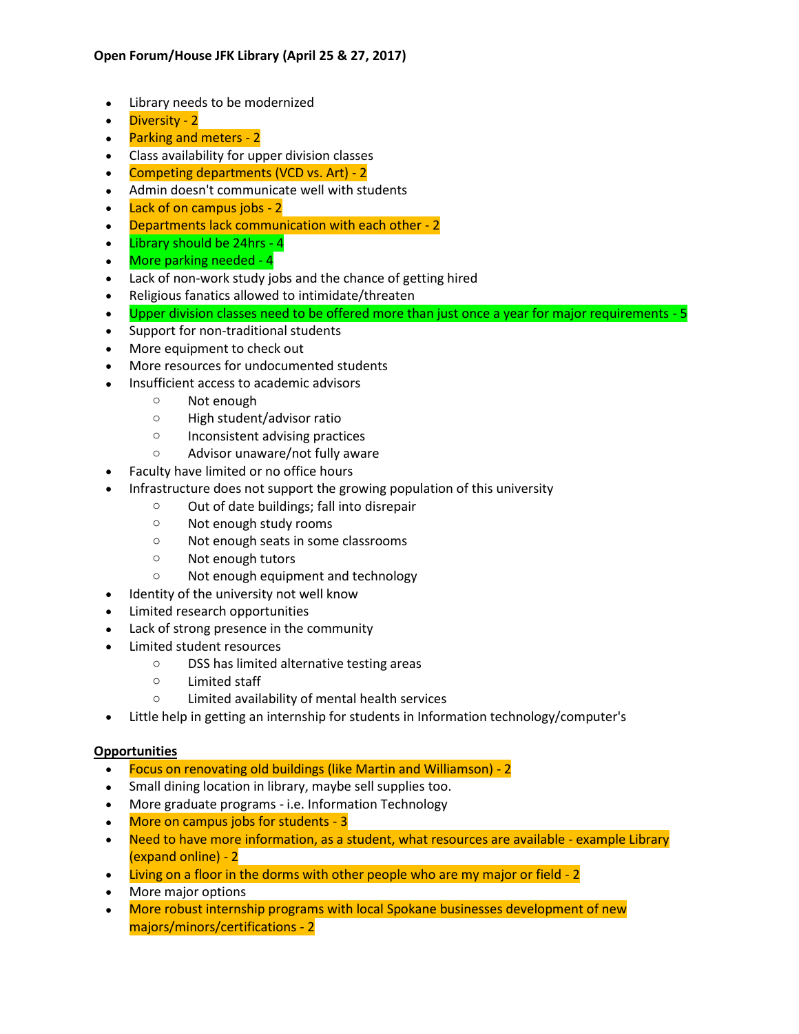**Open Forum/House JFK Library (April 25 & 27, 2017)**

- Library needs to be modernized
- Diversity - 2
- Parking and meters - 2
- Class availability for upper division classes
- Competing departments (VCD vs. Art) - 2
- Admin doesn't communicate well with students
- Lack of on campus jobs - 2
- Departments lack communication with each other - 2
- Library should be 24hrs - 4
- More parking needed - 4
- Lack of non-work study jobs and the chance of getting hired
- Religious fanatics allowed to intimidate/threaten
- Upper division classes need to be offered more than just once a year for major requirements - 5
- Support for non-traditional students
- More equipment to check out
- More resources for undocumented students
- Insufficient access to academic advisors
    - Not enough
    - High student/advisor ratio
    - Inconsistent advising practices
    - Advisor unaware/not fully aware
- Faculty have limited or no office hours
- Infrastructure does not support the growing population of this university
    - Out of date buildings; fall into disrepair
    - Not enough study rooms
    - Not enough seats in some classrooms
    - Not enough tutors
    - Not enough equipment and technology
- Identity of the university not well know
- Limited research opportunities
- Lack of strong presence in the community
- Limited student resources
    - DSS has limited alternative testing areas
    - Limited staff
    - Limited availability of mental health services
- Little help in getting an internship for students in Information technology/computer's

**Opportunities**

- Focus on renovating old buildings (like Martin and Williamson) - 2
- Small dining location in library, maybe sell supplies too.
- More graduate programs - i.e. Information Technology
- More on campus jobs for students - 3
- Need to have more information, as a student, what resources are available - example Library (expand online) - 2
- Living on a floor in the dorms with other people who are my major or field - 2
- More major options
- More robust internship programs with local Spokane businesses development of new majors/minors/certifications - 2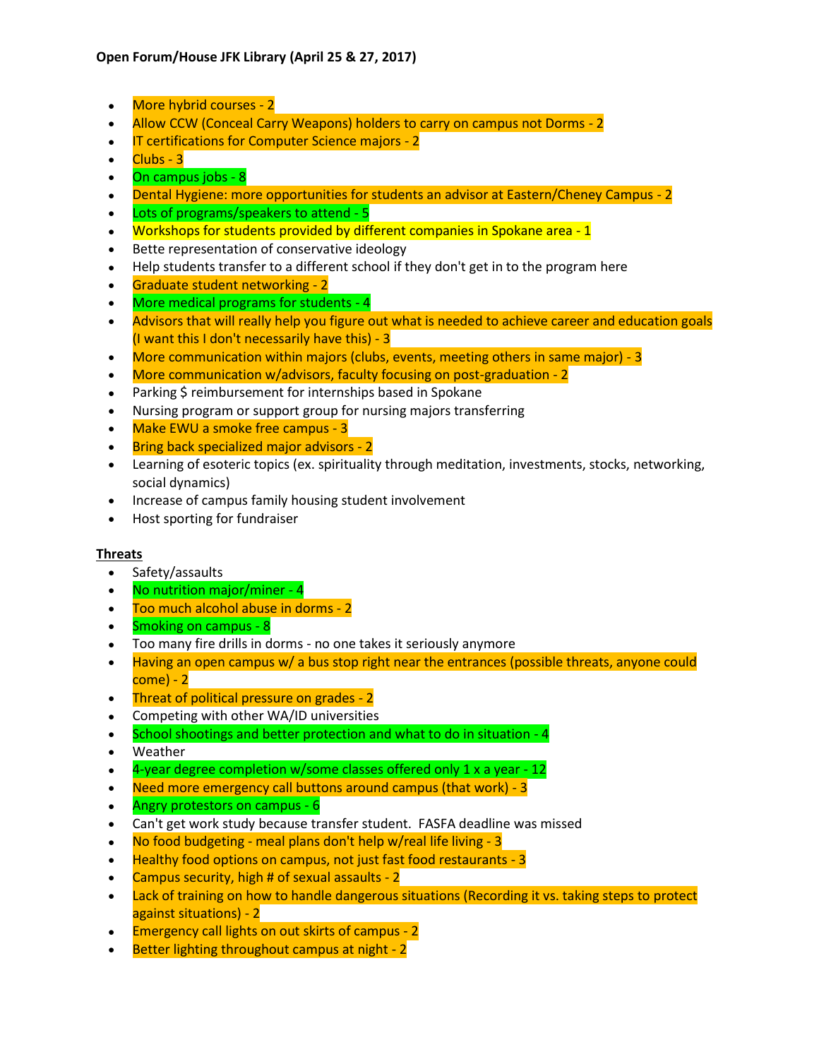**Open Forum/House JFK Library (April 25 & 27, 2017)**

- More hybrid courses - 2
- Allow CCW (Conceal Carry Weapons) holders to carry on campus not Dorms - 2
- IT certifications for Computer Science majors - 2
- Clubs - 3
- On campus jobs - 8
- Dental Hygiene: more opportunities for students an advisor at Eastern/Cheney Campus - 2
- Lots of programs/speakers to attend - 5
- Workshops for students provided by different companies in Spokane area - 1
- Bette representation of conservative ideology
- Help students transfer to a different school if they don't get in to the program here
- Graduate student networking - 2
- More medical programs for students - 4
- Advisors that will really help you figure out what is needed to achieve career and education goals (I want this I don't necessarily have this) - 3
- More communication within majors (clubs, events, meeting others in same major) - 3
- More communication w/advisors, faculty focusing on post-graduation - 2
- Parking $ reimbursement for internships based in Spokane
- Nursing program or support group for nursing majors transferring
- Make EWU a smoke free campus - 3
- Bring back specialized major advisors - 2
- Learning of esoteric topics (ex. spirituality through meditation, investments, stocks, networking, social dynamics)
- Increase of campus family housing student involvement
- Host sporting for fundraiser

**Threats**

- Safety/assaults
- No nutrition major/miner - 4
- Too much alcohol abuse in dorms - 2
- Smoking on campus - 8
- Too many fire drills in dorms - no one takes it seriously anymore
- Having an open campus w/ a bus stop right near the entrances (possible threats, anyone could come) - 2
- Threat of political pressure on grades - 2
- Competing with other WA/ID universities
- School shootings and better protection and what to do in situation - 4
- Weather
- 4-year degree completion w/some classes offered only 1 x a year - 12
- Need more emergency call buttons around campus (that work) - 3
- Angry protestors on campus - 6
- Can't get work study because transfer student. FASFA deadline was missed
- No food budgeting - meal plans don't help w/real life living - 3
- Healthy food options on campus, not just fast food restaurants - 3
- Campus security, high # of sexual assaults - 2
- Lack of training on how to handle dangerous situations (Recording it vs. taking steps to protect against situations) - 2
- Emergency call lights on out skirts of campus - 2
- Better lighting throughout campus at night - 2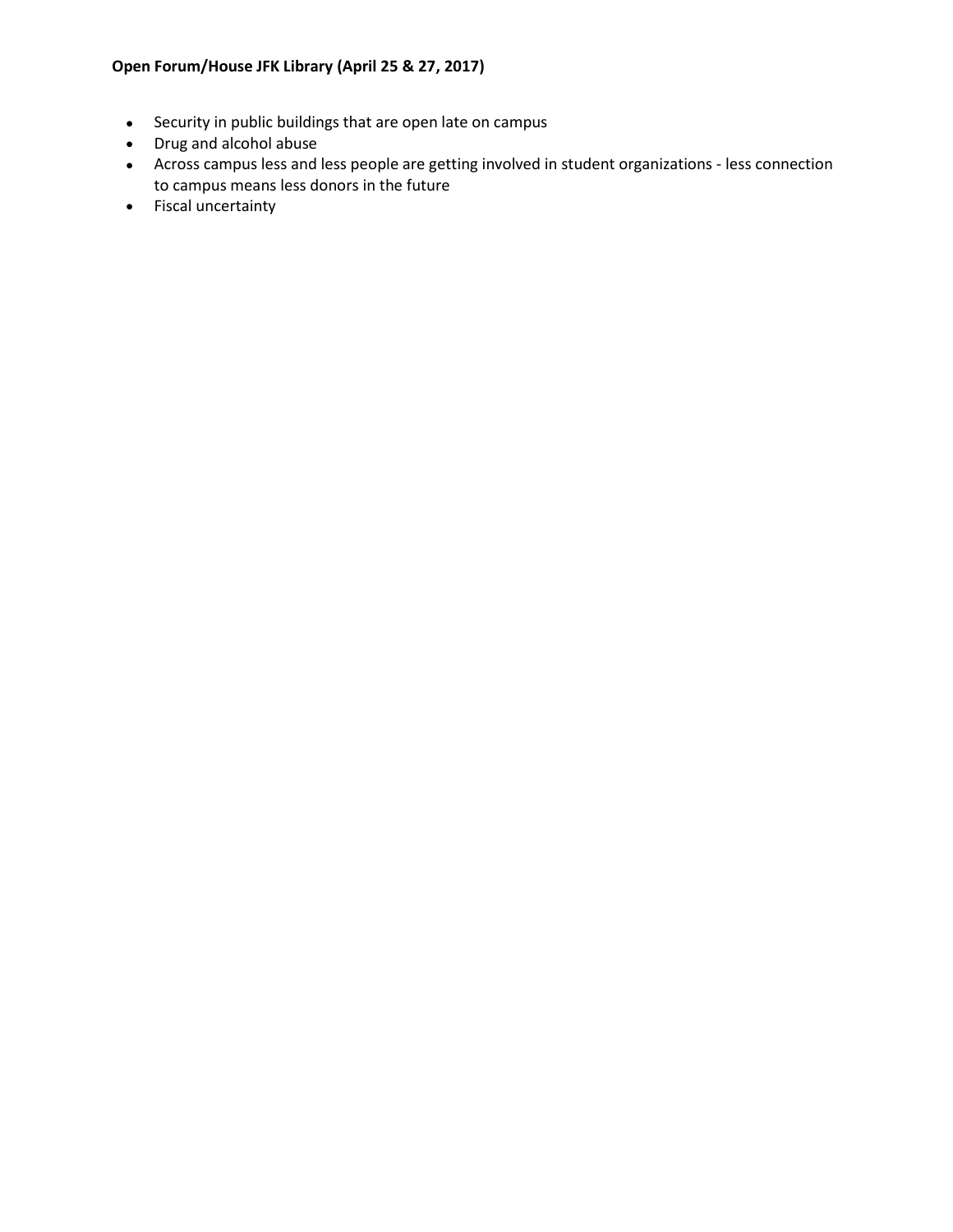**Open Forum/House JFK Library (April 25 & 27, 2017)**

- Security in public buildings that are open late on campus
- Drug and alcohol abuse
- Across campus less and less people are getting involved in student organizations - less connection to campus means less donors in the future
- Fiscal uncertainty